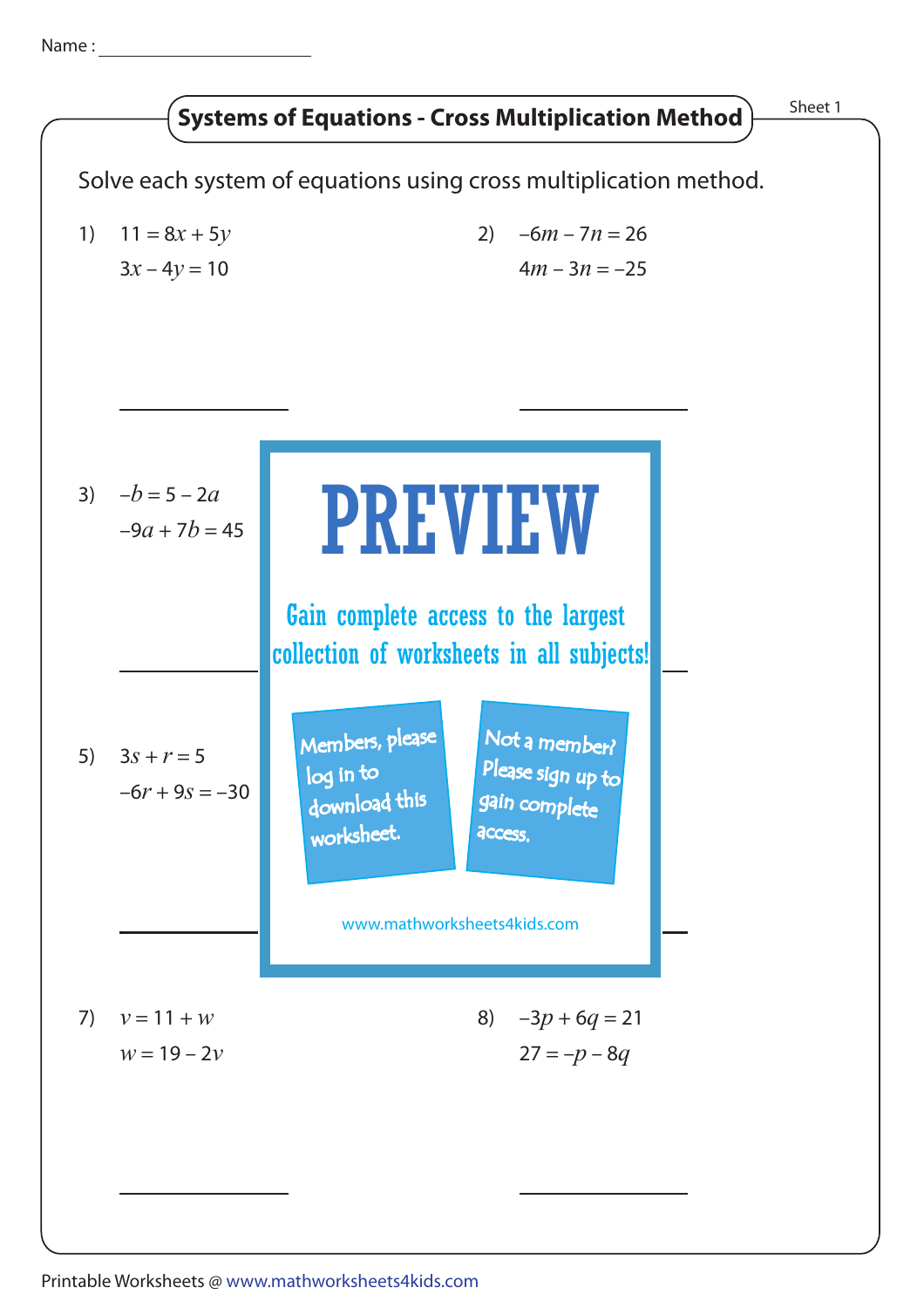Name : ______________________

## Systems of Equations - Cross Multiplication Method

Sheet 1

Solve each system of equations using cross multiplication method.

1) $11 = 8x + 5y$

$3x - 4y = 10$

______________

2) $-6m - 7n = 26$

$4m - 3n = -25$

______________

3) $-b = 5 - 2a$

$-9a + 7b = 45$

______________

PREVIEW

Gain complete access to the largest collection of worksheets in all subjects!

Members, please log in to download this worksheet.

Not a member? Please sign up to gain complete access.

www.mathworksheets4kids.com

5) $3s + r = 5$

$-6r + 9s = -30$

______________

7) $v = 11 + w$

$w = 19 - 2v$

______________

8) $-3p + 6q = 21$

$27 = -p - 8q$

______________

Printable Worksheets @ www.mathworksheets4kids.com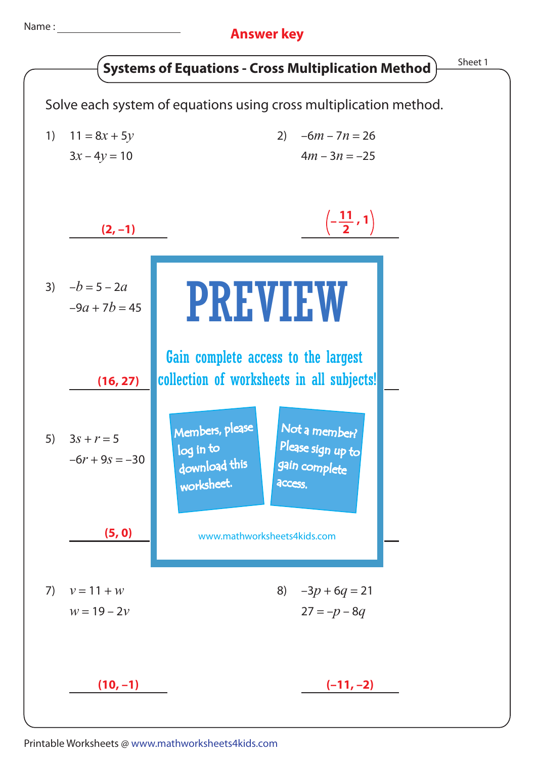Name : ____________________

**Answer key**

## Systems of Equations - Cross Multiplication Method

Sheet 1

Solve each system of equations using cross multiplication method.

1) $11 = 8x + 5y$

$3x - 4y = 10$

**(2, –1)**

2) $-6m - 7n = 26$

$4m - 3n = -25$

$\left(-\frac{11}{2}, 1\right)$

3) $-b = 5 - 2a$

$-9a + 7b = 45$

**(16, 27)**

5) $3s + r = 5$

$-6r + 9s = -30$

**(5, 0)**

7) $v = 11 + w$

$w = 19 - 2v$

**(10, –1)**

8) $-3p + 6q = 21$

$27 = -p - 8q$

**(–11, –2)**

PREVIEW

Gain complete access to the largest collection of worksheets in all subjects!

Members, please log in to download this worksheet.

Not a member? Please sign up to gain complete access.

www.mathworksheets4kids.com

Printable Worksheets @ www.mathworksheets4kids.com